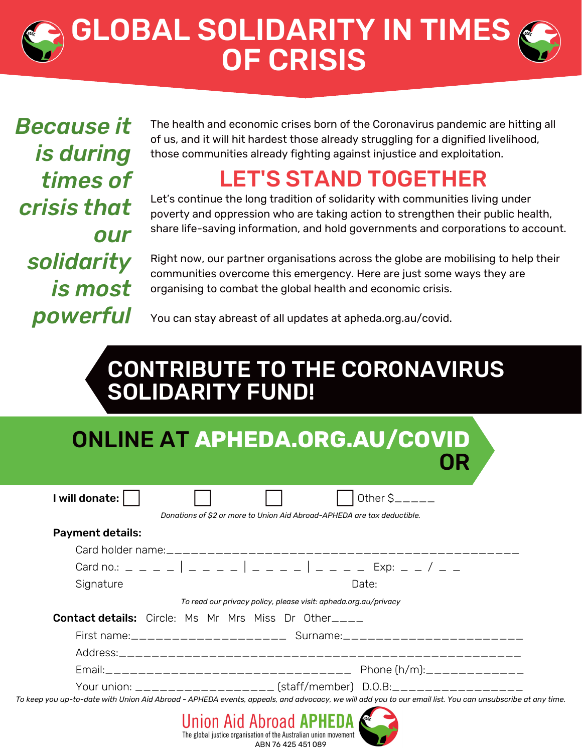# GLOBAL SOLIDARITY IN TIMES OF CRISIS

***Because it is during times of crisis that our solidarity is most powerful***

The health and economic crises born of the Coronavirus pandemic are hitting all of us, and it will hit hardest those already struggling for a dignified livelihood, those communities already fighting against injustice and exploitation.

## LET'S STAND TOGETHER

Let's continue the long tradition of solidarity with communities living under poverty and oppression who are taking action to strengthen their public health, share life-saving information, and hold governments and corporations to account.

Right now, our partner organisations across the globe are mobilising to help their communities overcome this emergency. Here are just some ways they are organising to combat the global health and economic crisis.

You can stay abreast of all updates at apheda.org.au/covid.

## CONTRIBUTE TO THE CORONAVIRUS SOLIDARITY FUND!

## ONLINE AT APHEDA.ORG.AU/COVID OR

**I will donate:** ☐ ☐ ☐ ☐ Other $_____

*Donations of $2 or more to Union Aid Abroad-APHEDA are tax deductible.*

**Payment details:**

Card holder name:_____________________________________________

Card no.: _ _ _ _ | _ _ _ _ | _ _ _ _ | _ _ _ _ Exp: _ _ / _ _

Signature Date:

*To read our privacy policy, please visit: apheda.org.au/privacy*

**Contact details:** Circle: Ms Mr Mrs Miss Dr Other____

First name:____________________ Surname:_______________________

Address:____________________________________________________

Email:________________________________ Phone (h/m):_____________

Your union: __________________ (staff/member) D.O.B:_________________

*To keep you up-to-date with Union Aid Abroad - APHEDA events, appeals, and advocacy, we will add you to our email list. You can unsubscribe at any time.*

Union Aid Abroad APHEDA

The global justice organisation of the Australian union movement

ABN 76 425 451 089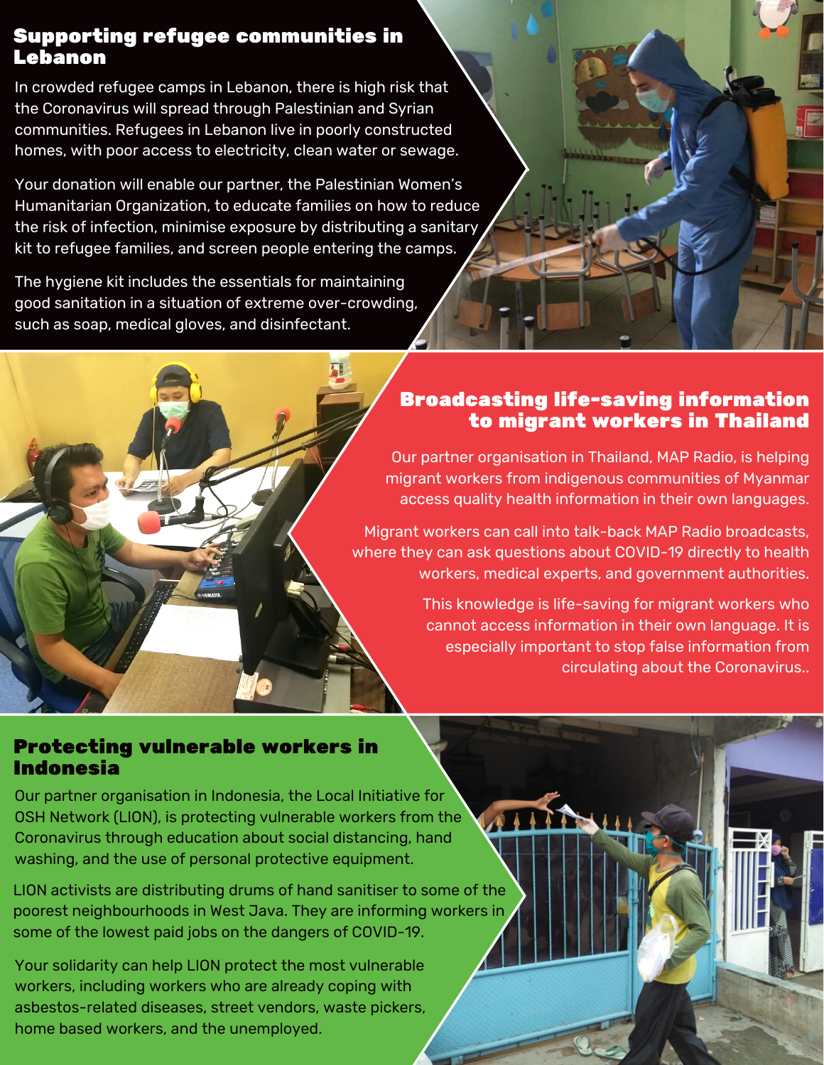## Supporting refugee communities in Lebanon

In crowded refugee camps in Lebanon, there is high risk that the Coronavirus will spread through Palestinian and Syrian communities. Refugees in Lebanon live in poorly constructed homes, with poor access to electricity, clean water or sewage.

Your donation will enable our partner, the Palestinian Women's Humanitarian Organization, to educate families on how to reduce the risk of infection, minimise exposure by distributing a sanitary kit to refugee families, and screen people entering the camps.

The hygiene kit includes the essentials for maintaining good sanitation in a situation of extreme over-crowding, such as soap, medical gloves, and disinfectant.

## Broadcasting life-saving information to migrant workers in Thailand

Our partner organisation in Thailand, MAP Radio, is helping migrant workers from indigenous communities of Myanmar access quality health information in their own languages.

Migrant workers can call into talk-back MAP Radio broadcasts, where they can ask questions about COVID-19 directly to health workers, medical experts, and government authorities.

This knowledge is life-saving for migrant workers who cannot access information in their own language. It is especially important to stop false information from circulating about the Coronavirus..

## Protecting vulnerable workers in Indonesia

Our partner organisation in Indonesia, the Local Initiative for OSH Network (LION), is protecting vulnerable workers from the Coronavirus through education about social distancing, hand washing, and the use of personal protective equipment.

LION activists are distributing drums of hand sanitiser to some of the poorest neighbourhoods in West Java. They are informing workers in some of the lowest paid jobs on the dangers of COVID-19.

Your solidarity can help LION protect the most vulnerable workers, including workers who are already coping with asbestos-related diseases, street vendors, waste pickers, home based workers, and the unemployed.